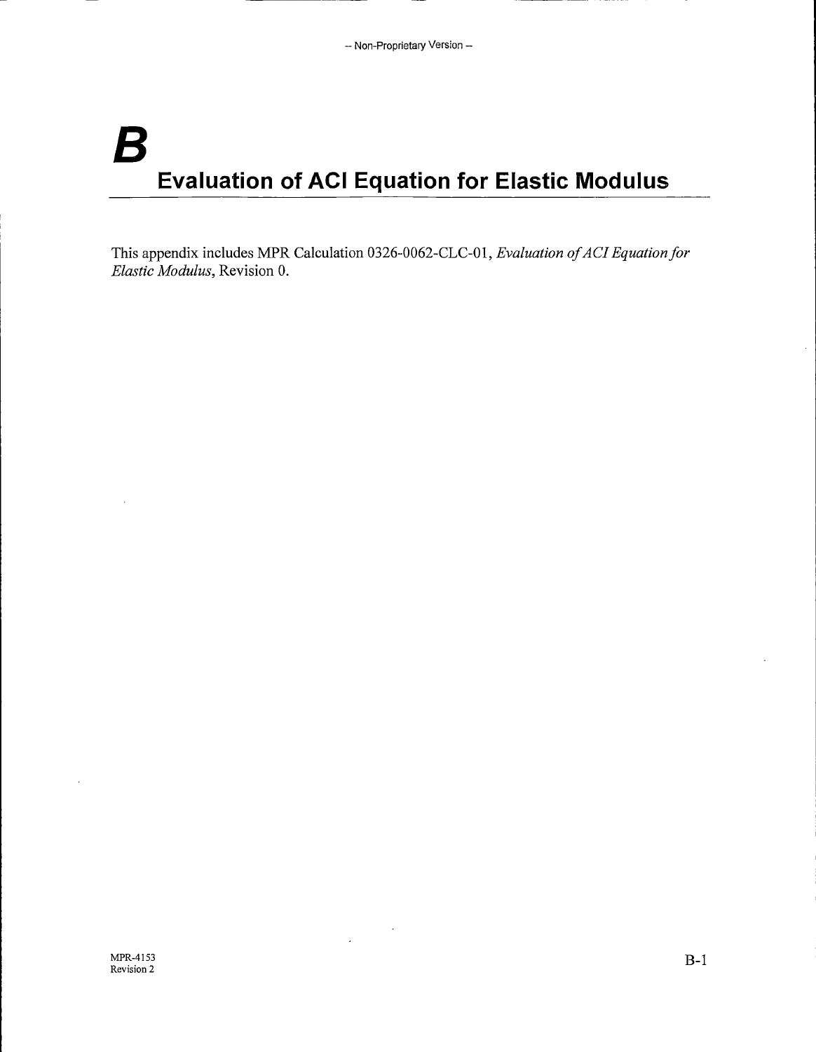# B

# Evaluation of ACI Equation for Elastic Modulus

This appendix includes MPR Calculation 0326-0062-CLC-01, *Evaluation of ACI Equation for Elastic Modulus*, Revision 0.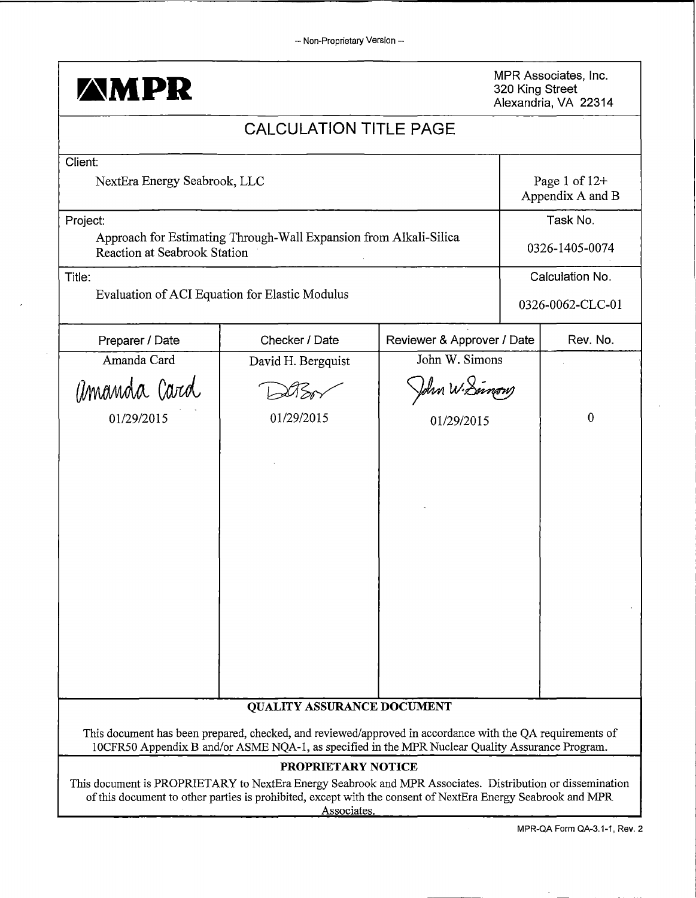— Non-Proprietary Version —

| **MPR** | | | MPR Associates, Inc.<br>320 King Street<br>Alexandria, VA 22314 |
|---|---|---|---|

# CALCULATION TITLE PAGE

| Client: | |
|---|---|
| NextEra Energy Seabrook, LLC | Page 1 of 12+<br>Appendix A and B |
| **Project:** | **Task No.** |
| Approach for Estimating Through-Wall Expansion from Alkali-Silica Reaction at Seabrook Station | 0326-1405-0074 |
| **Title:** | **Calculation No.** |
| Evaluation of ACI Equation for Elastic Modulus | 0326-0062-CLC-01 |

| Preparer / Date | Checker / Date | Reviewer & Approver / Date | Rev. No. |
|---|---|---|---|
| Amanda Card<br>*Amanda Card*<br>01/29/2015 | David H. Bergquist<br>*[signature]*<br>01/29/2015 | John W. Simons<br>*John W. Simons*<br>01/29/2015 | 0 |

**QUALITY ASSURANCE DOCUMENT**

This document has been prepared, checked, and reviewed/approved in accordance with the QA requirements of 10CFR50 Appendix B and/or ASME NQA-1, as specified in the MPR Nuclear Quality Assurance Program.

**PROPRIETARY NOTICE**

This document is PROPRIETARY to NextEra Energy Seabrook and MPR Associates. Distribution or dissemination of this document to other parties is prohibited, except with the consent of NextEra Energy Seabrook and MPR Associates.

MPR-QA Form QA-3.1-1, Rev. 2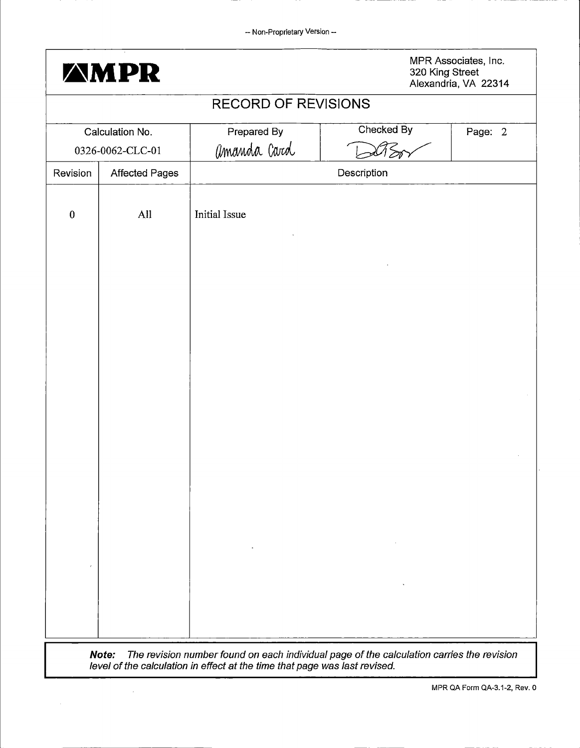-- Non-Proprietary Version --

**MPR**

MPR Associates, Inc.
320 King Street
Alexandria, VA 22314

# RECORD OF REVISIONS

| Calculation No. | Prepared By | Checked By | Page: 2 |
|---|---|---|---|
| 0326-0062-CLC-01 | Amanda Card | DB | |

| Revision | Affected Pages | Description |
|---|---|---|
| 0 | All | Initial Issue |

***Note:*** *The revision number found on each individual page of the calculation carries the revision level of the calculation in effect at the time that page was last revised.*

MPR QA Form QA-3.1-2, Rev. 0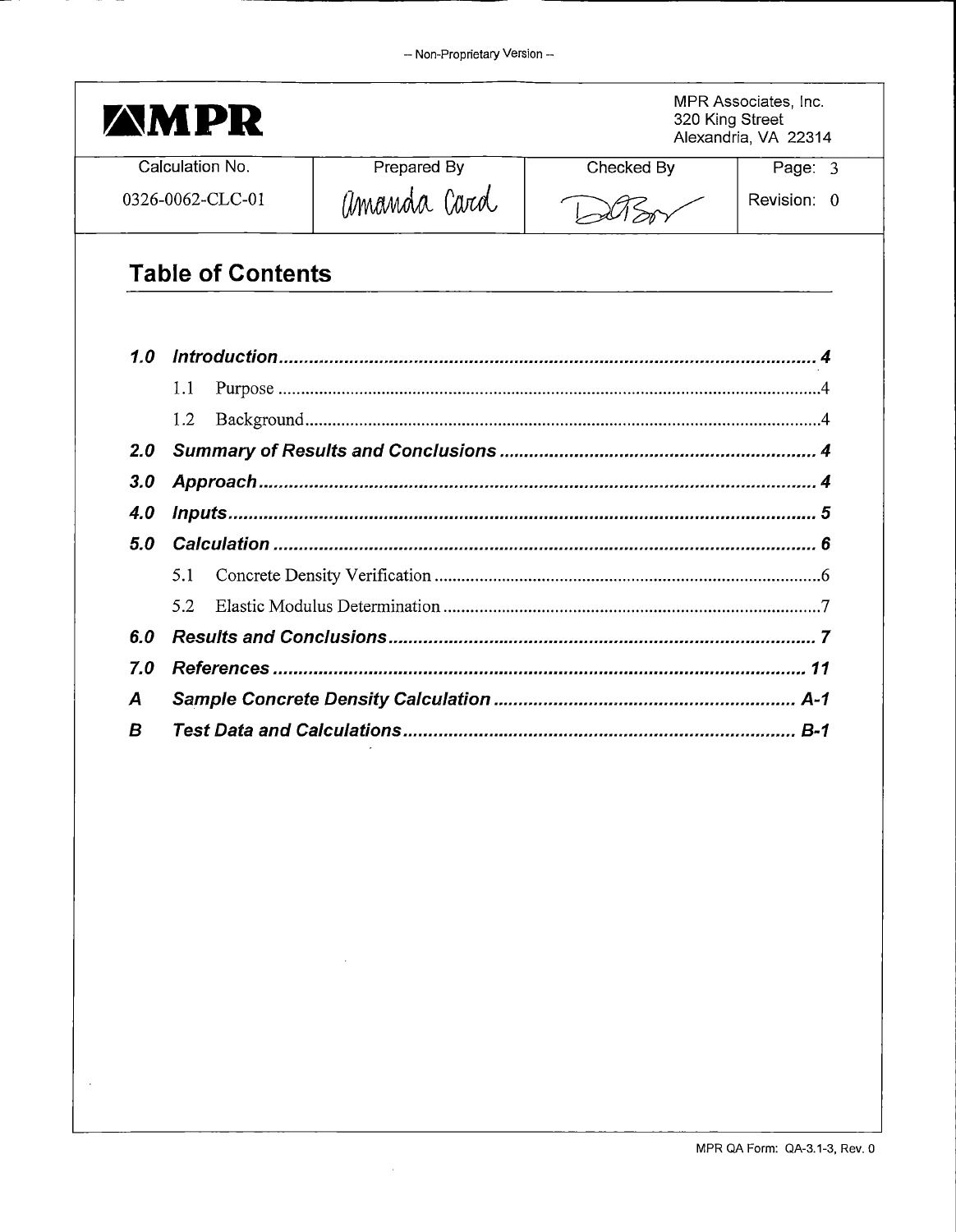| MPR | | | MPR Associates, Inc.<br>320 King Street<br>Alexandria, VA 22314 |
|---|---|---|---|
| Calculation No. | Prepared By | Checked By | Page: 3 |
| 0326-0062-CLC-01 | Amanda Card | | Revision: 0 |

## Table of Contents

| | | |
|---|---|---|
| ***1.0*** | ***Introduction*** | ***4*** |
| | 1.1 Purpose | 4 |
| | 1.2 Background | 4 |
| ***2.0*** | ***Summary of Results and Conclusions*** | ***4*** |
| ***3.0*** | ***Approach*** | ***4*** |
| ***4.0*** | ***Inputs*** | ***5*** |
| ***5.0*** | ***Calculation*** | ***6*** |
| | 5.1 Concrete Density Verification | 6 |
| | 5.2 Elastic Modulus Determination | 7 |
| ***6.0*** | ***Results and Conclusions*** | ***7*** |
| ***7.0*** | ***References*** | ***11*** |
| ***A*** | ***Sample Concrete Density Calculation*** | ***A-1*** |
| ***B*** | ***Test Data and Calculations*** | ***B-1*** |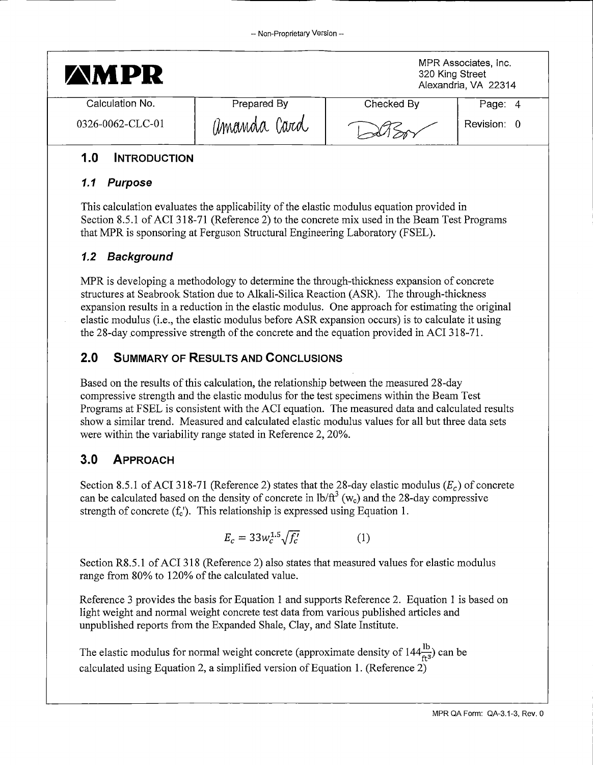## 1.0 Introduction

### 1.1 Purpose

This calculation evaluates the applicability of the elastic modulus equation provided in Section 8.5.1 of ACI 318-71 (Reference 2) to the concrete mix used in the Beam Test Programs that MPR is sponsoring at Ferguson Structural Engineering Laboratory (FSEL).

### 1.2 Background

MPR is developing a methodology to determine the through-thickness expansion of concrete structures at Seabrook Station due to Alkali-Silica Reaction (ASR). The through-thickness expansion results in a reduction in the elastic modulus. One approach for estimating the original elastic modulus (i.e., the elastic modulus before ASR expansion occurs) is to calculate it using the 28-day compressive strength of the concrete and the equation provided in ACI 318-71.

## 2.0 Summary of Results and Conclusions

Based on the results of this calculation, the relationship between the measured 28-day compressive strength and the elastic modulus for the test specimens within the Beam Test Programs at FSEL is consistent with the ACI equation. The measured data and calculated results show a similar trend. Measured and calculated elastic modulus values for all but three data sets were within the variability range stated in Reference 2, 20%.

## 3.0 Approach

Section 8.5.1 of ACI 318-71 (Reference 2) states that the 28-day elastic modulus ($E_c$) of concrete can be calculated based on the density of concrete in lb/ft$^3$ ($w_c$) and the 28-day compressive strength of concrete ($f_c'$). This relationship is expressed using Equation 1.

$$E_c = 33w_c^{1.5}\sqrt{f_c'} \qquad (1)$$

Section R8.5.1 of ACI 318 (Reference 2) also states that measured values for elastic modulus range from 80% to 120% of the calculated value.

Reference 3 provides the basis for Equation 1 and supports Reference 2. Equation 1 is based on light weight and normal weight concrete test data from various published articles and unpublished reports from the Expanded Shale, Clay, and Slate Institute.

The elastic modulus for normal weight concrete (approximate density of $144\frac{\text{lb}}{\text{ft}^3}$) can be calculated using Equation 2, a simplified version of Equation 1. (Reference 2)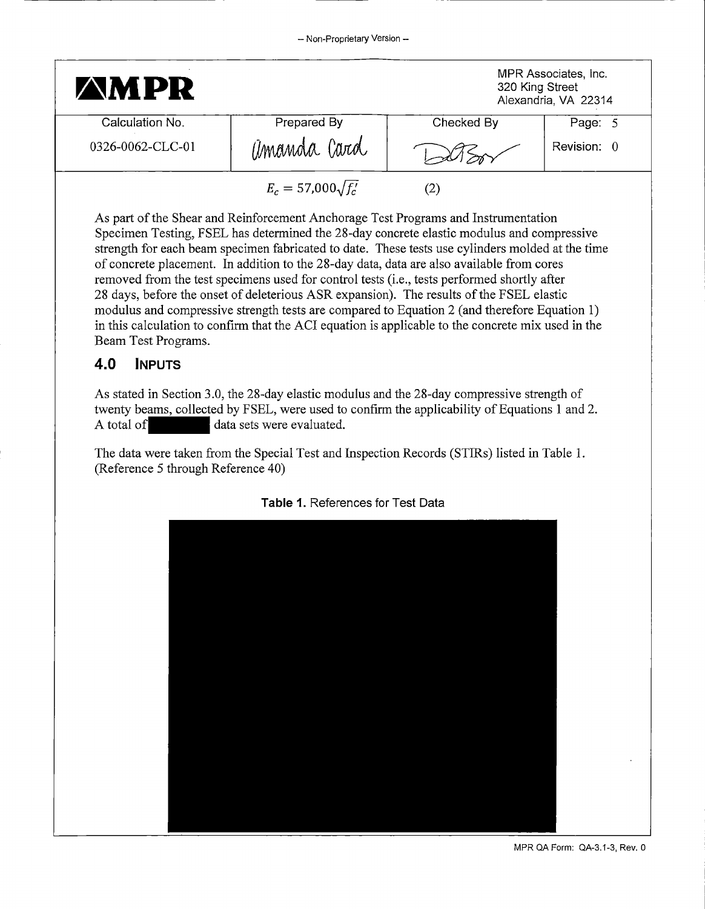$$E_c = 57{,}000\sqrt{f_c'} \quad (2)$$

As part of the Shear and Reinforcement Anchorage Test Programs and Instrumentation Specimen Testing, FSEL has determined the 28-day concrete elastic modulus and compressive strength for each beam specimen fabricated to date. These tests use cylinders molded at the time of concrete placement. In addition to the 28-day data, data are also available from cores removed from the test specimens used for control tests (i.e., tests performed shortly after 28 days, before the onset of deleterious ASR expansion). The results of the FSEL elastic modulus and compressive strength tests are compared to Equation 2 (and therefore Equation 1) in this calculation to confirm that the ACI equation is applicable to the concrete mix used in the Beam Test Programs.

## 4.0 INPUTS

As stated in Section 3.0, the 28-day elastic modulus and the 28-day compressive strength of twenty beams, collected by FSEL, were used to confirm the applicability of Equations 1 and 2. A total of [redacted] data sets were evaluated.

The data were taken from the Special Test and Inspection Records (STIRs) listed in Table 1. (Reference 5 through Reference 40)

**Table 1.** References for Test Data

[redacted]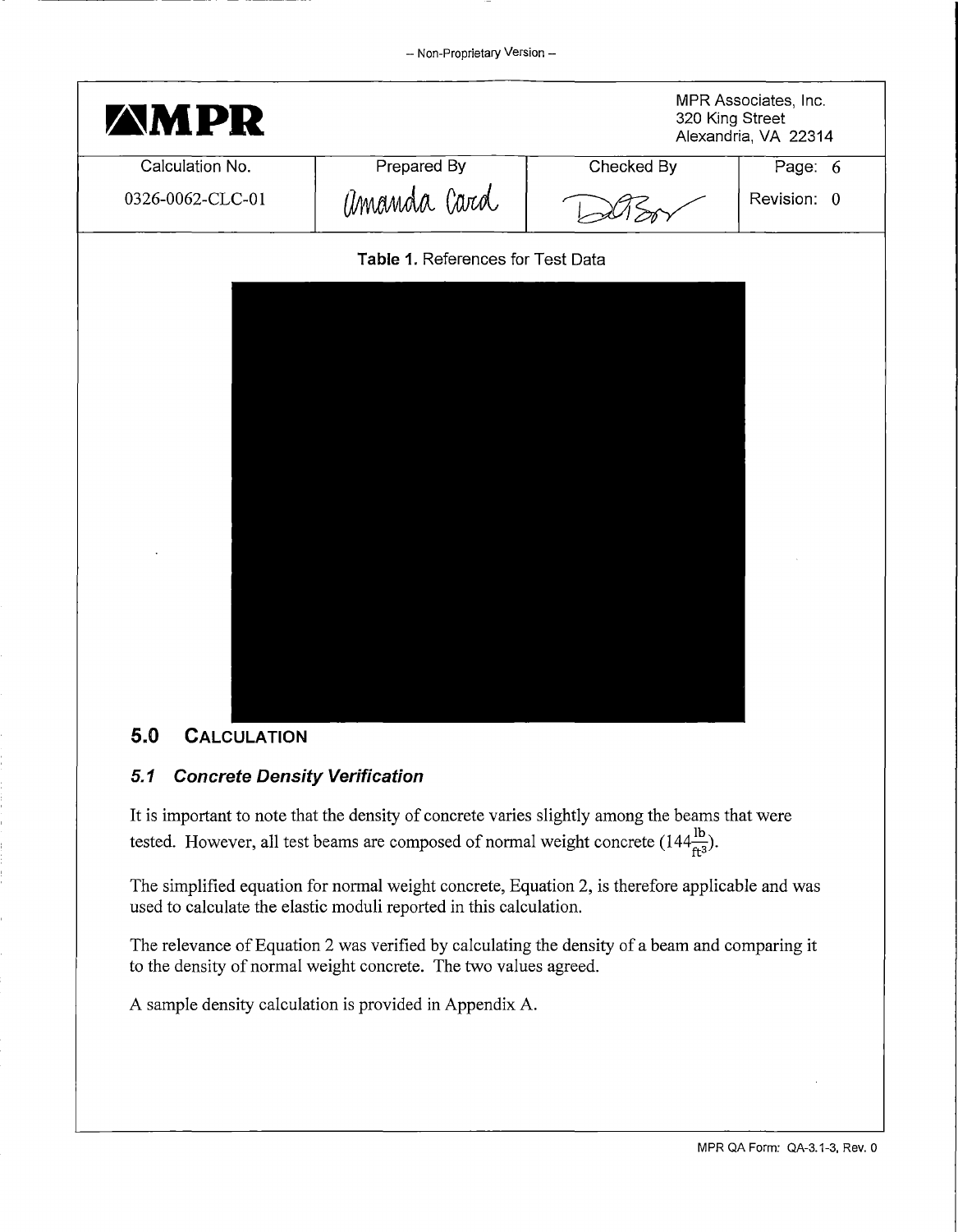Table 1. References for Test Data

## 5.0 CALCULATION

### 5.1 Concrete Density Verification

It is important to note that the density of concrete varies slightly among the beams that were tested. However, all test beams are composed of normal weight concrete ($144\frac{\text{lb}}{\text{ft}^3}$).

The simplified equation for normal weight concrete, Equation 2, is therefore applicable and was used to calculate the elastic moduli reported in this calculation.

The relevance of Equation 2 was verified by calculating the density of a beam and comparing it to the density of normal weight concrete. The two values agreed.

A sample density calculation is provided in Appendix A.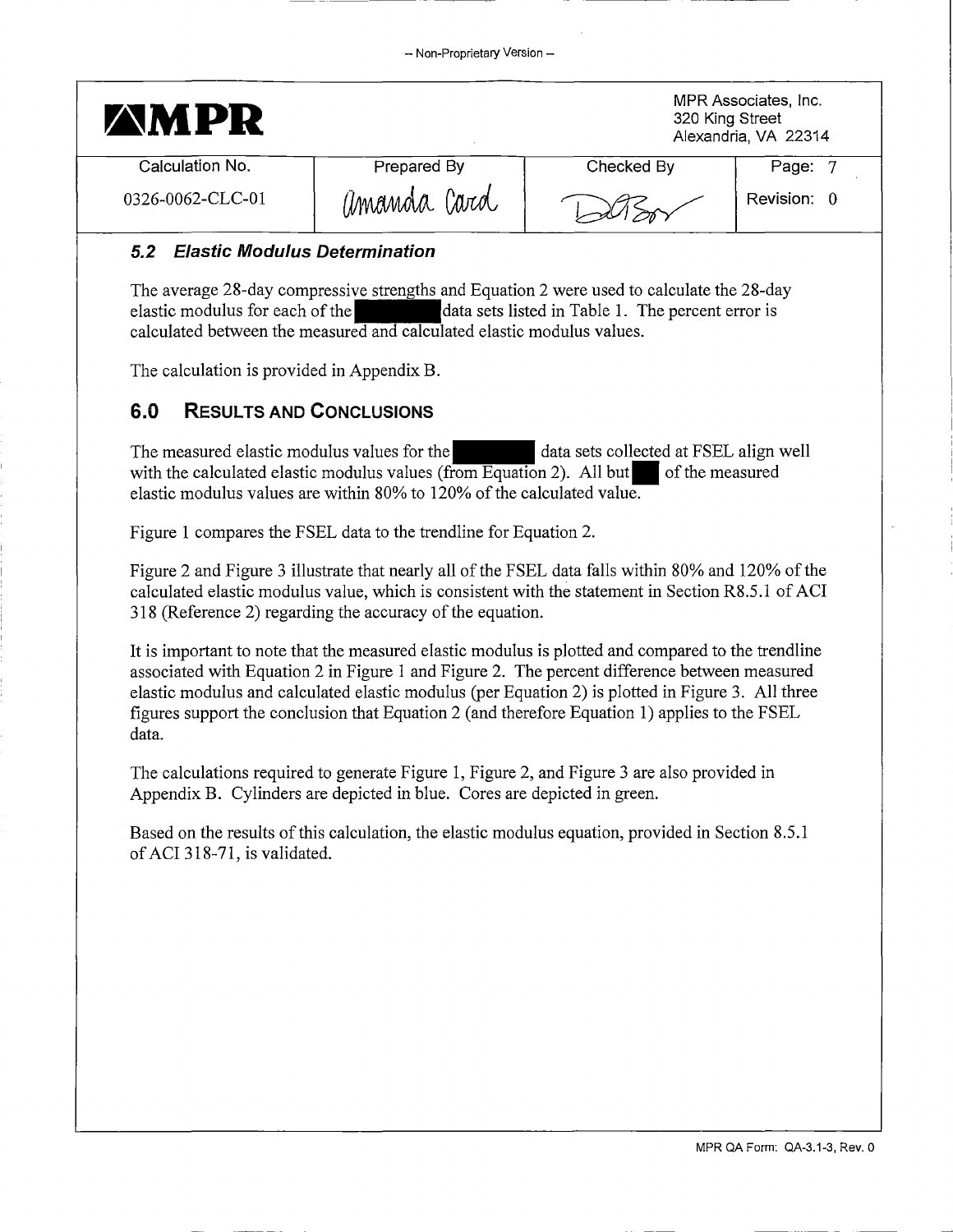## 5.2 Elastic Modulus Determination

The average 28-day compressive strengths and Equation 2 were used to calculate the 28-day elastic modulus for each of the [redacted] data sets listed in Table 1. The percent error is calculated between the measured and calculated elastic modulus values.

The calculation is provided in Appendix B.

# 6.0 Results and Conclusions

The measured elastic modulus values for the [redacted] data sets collected at FSEL align well with the calculated elastic modulus values (from Equation 2). All but [redacted] of the measured elastic modulus values are within 80% to 120% of the calculated value.

Figure 1 compares the FSEL data to the trendline for Equation 2.

Figure 2 and Figure 3 illustrate that nearly all of the FSEL data falls within 80% and 120% of the calculated elastic modulus value, which is consistent with the statement in Section R8.5.1 of ACI 318 (Reference 2) regarding the accuracy of the equation.

It is important to note that the measured elastic modulus is plotted and compared to the trendline associated with Equation 2 in Figure 1 and Figure 2. The percent difference between measured elastic modulus and calculated elastic modulus (per Equation 2) is plotted in Figure 3. All three figures support the conclusion that Equation 2 (and therefore Equation 1) applies to the FSEL data.

The calculations required to generate Figure 1, Figure 2, and Figure 3 are also provided in Appendix B. Cylinders are depicted in blue. Cores are depicted in green.

Based on the results of this calculation, the elastic modulus equation, provided in Section 8.5.1 of ACI 318-71, is validated.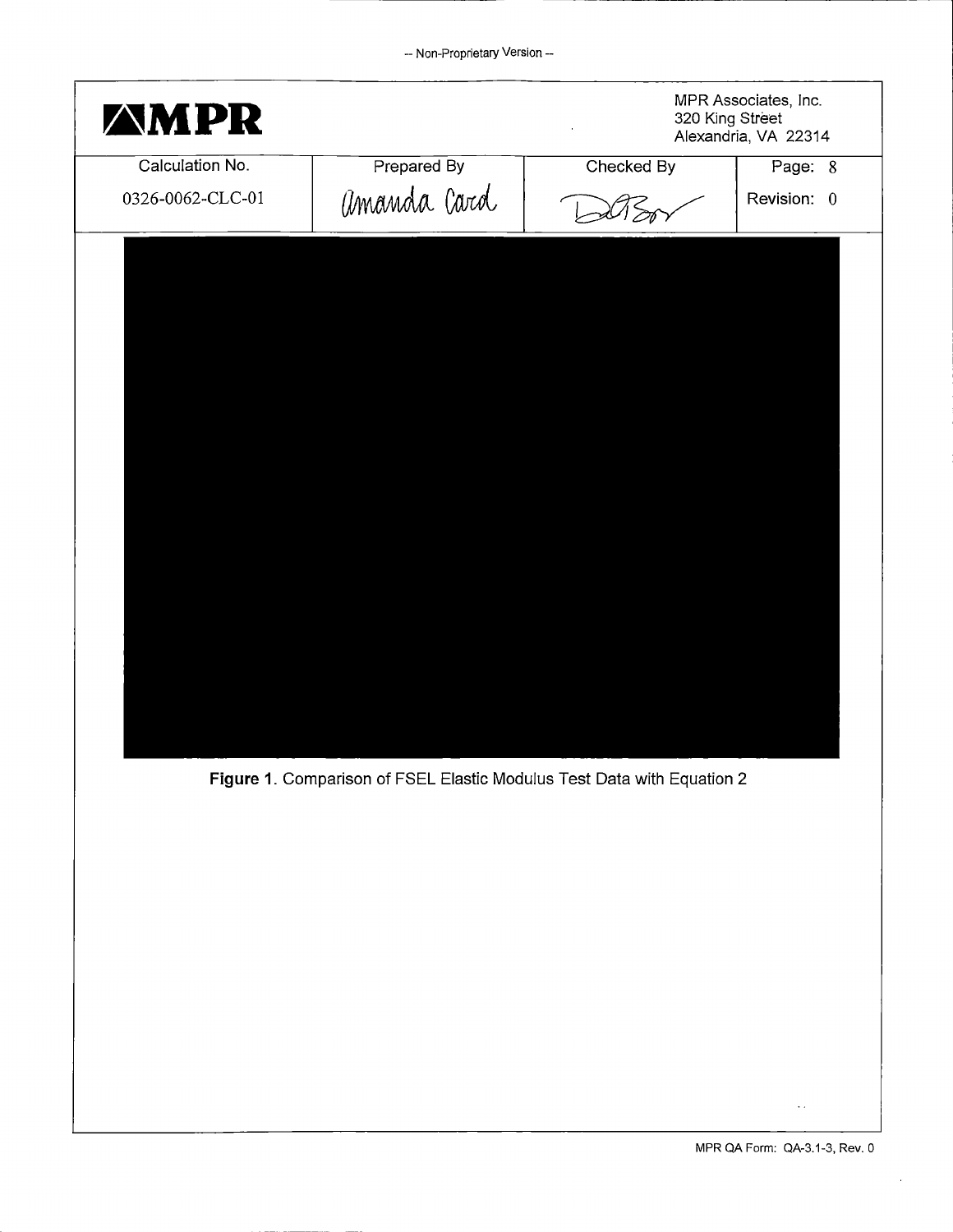**Figure 1**. Comparison of FSEL Elastic Modulus Test Data with Equation 2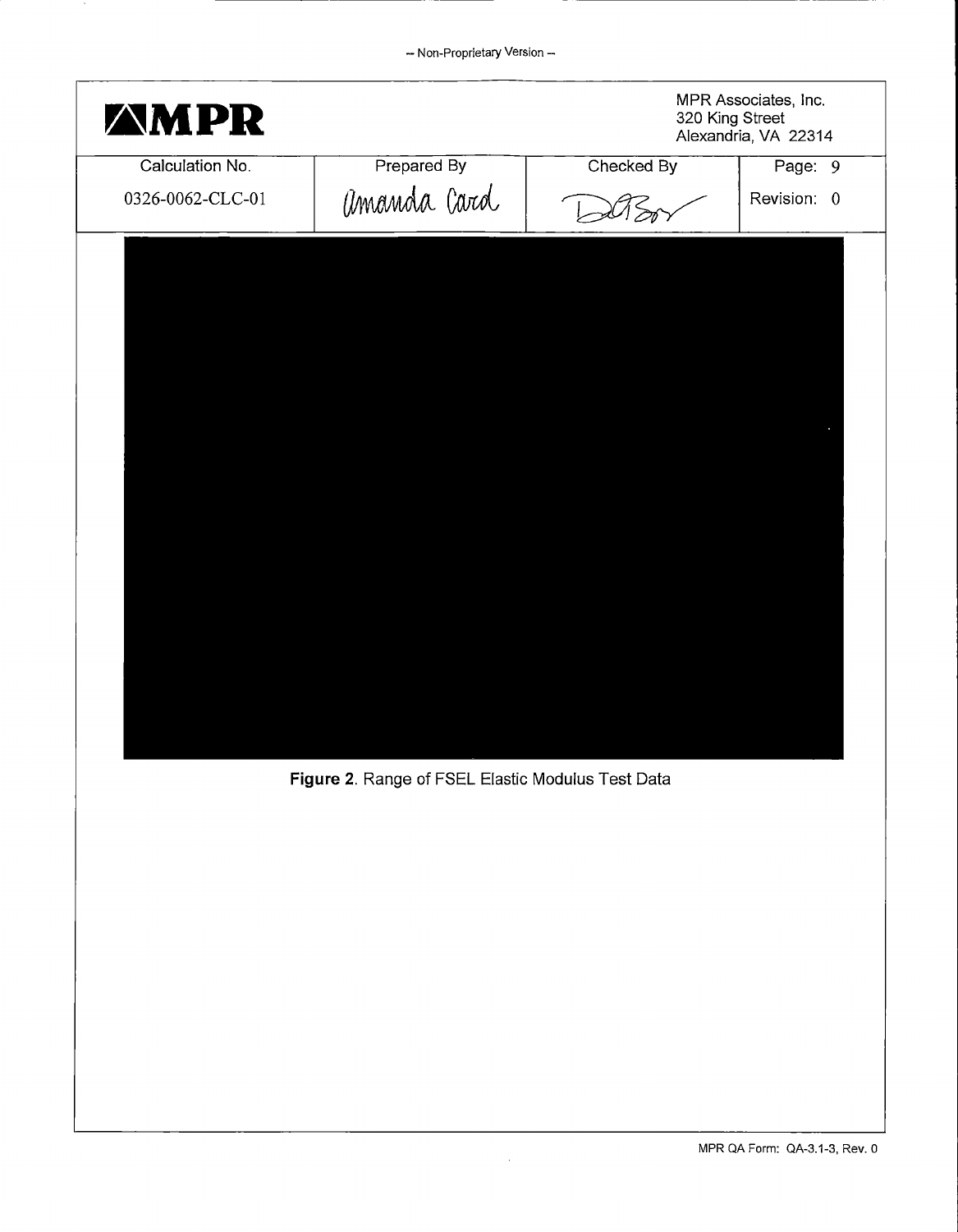**Figure 2**. Range of FSEL Elastic Modulus Test Data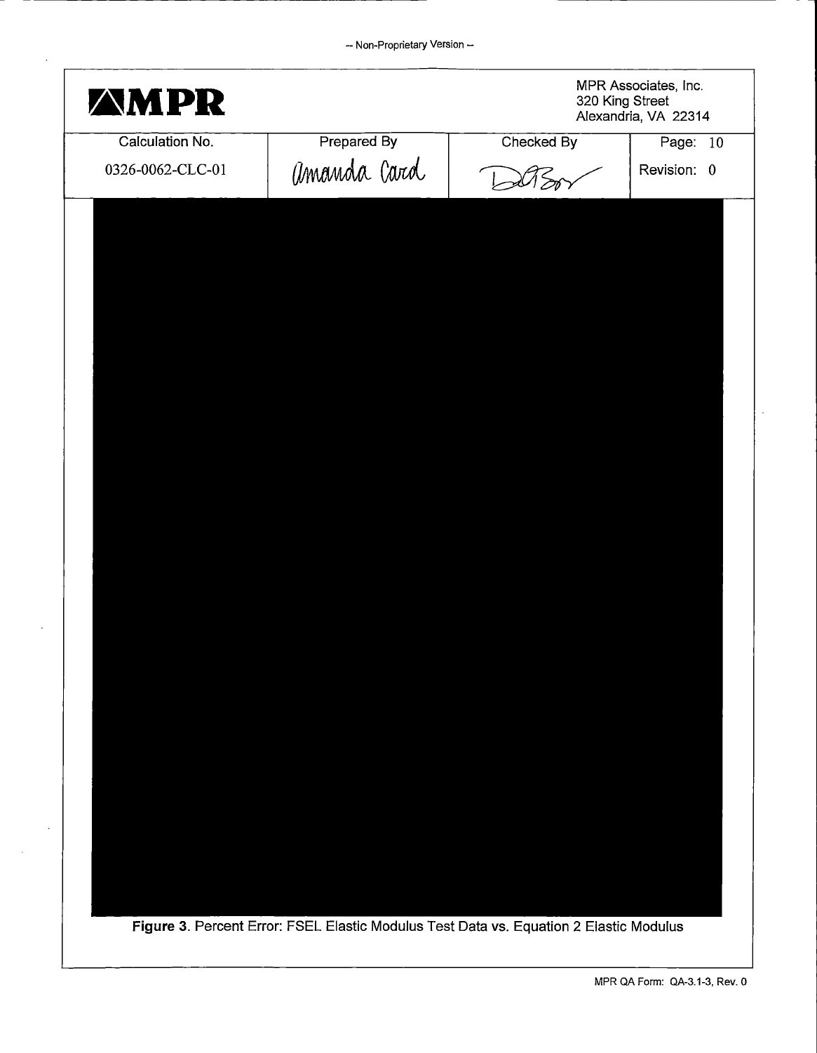| Calculation No. | Prepared By | Checked By | Page: 10 |
| --- | --- | --- | --- |
| 0326-0062-CLC-01 | Amanda Card | DABor | Revision: 0 |

**Figure 3**. Percent Error: FSEL Elastic Modulus Test Data vs. Equation 2 Elastic Modulus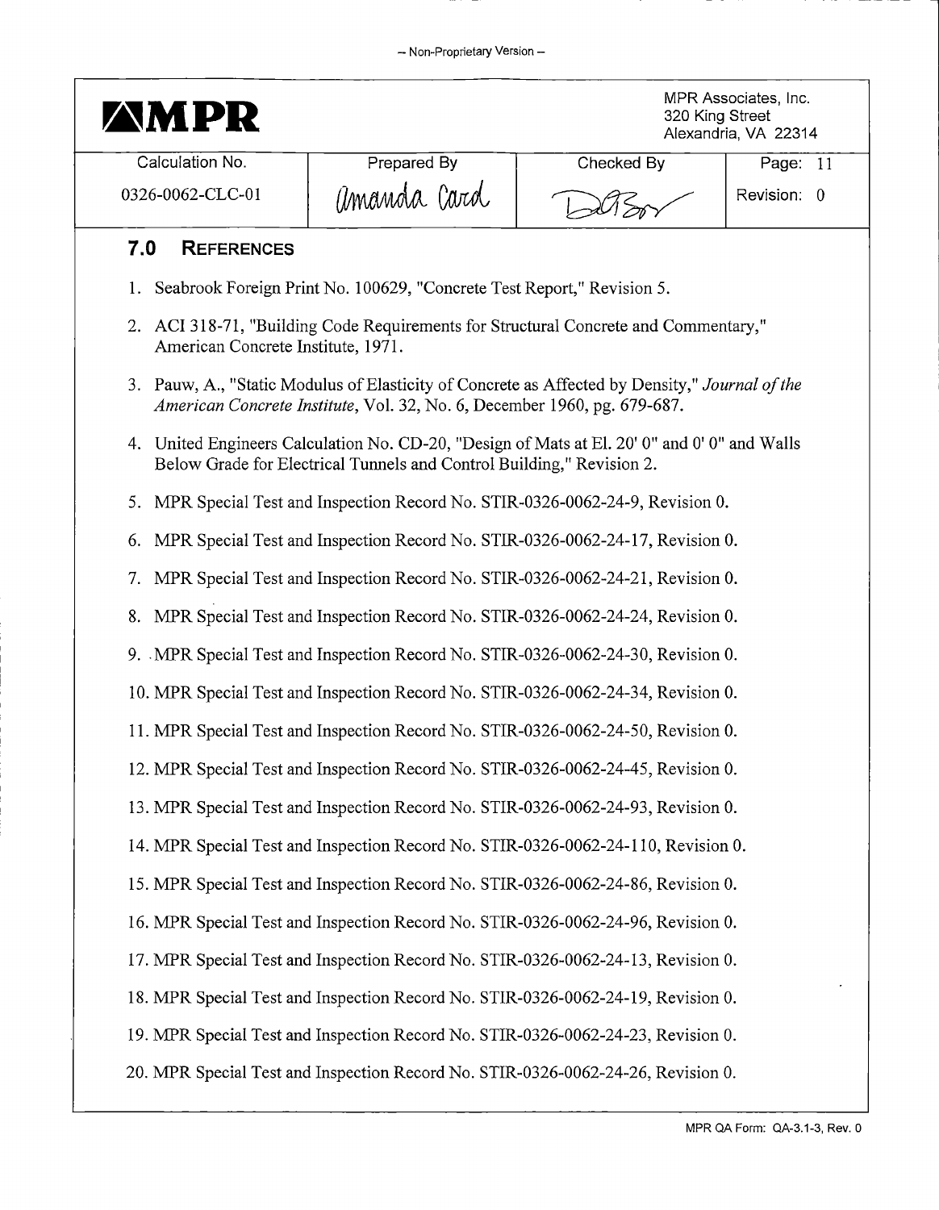## 7.0 References

1. Seabrook Foreign Print No. 100629, "Concrete Test Report," Revision 5.
2. ACI 318-71, "Building Code Requirements for Structural Concrete and Commentary," American Concrete Institute, 1971.
3. Pauw, A., "Static Modulus of Elasticity of Concrete as Affected by Density," *Journal of the American Concrete Institute*, Vol. 32, No. 6, December 1960, pg. 679-687.
4. United Engineers Calculation No. CD-20, "Design of Mats at El. 20' 0" and 0' 0" and Walls Below Grade for Electrical Tunnels and Control Building," Revision 2.
5. MPR Special Test and Inspection Record No. STIR-0326-0062-24-9, Revision 0.
6. MPR Special Test and Inspection Record No. STIR-0326-0062-24-17, Revision 0.
7. MPR Special Test and Inspection Record No. STIR-0326-0062-24-21, Revision 0.
8. MPR Special Test and Inspection Record No. STIR-0326-0062-24-24, Revision 0.
9. MPR Special Test and Inspection Record No. STIR-0326-0062-24-30, Revision 0.
10. MPR Special Test and Inspection Record No. STIR-0326-0062-24-34, Revision 0.
11. MPR Special Test and Inspection Record No. STIR-0326-0062-24-50, Revision 0.
12. MPR Special Test and Inspection Record No. STIR-0326-0062-24-45, Revision 0.
13. MPR Special Test and Inspection Record No. STIR-0326-0062-24-93, Revision 0.
14. MPR Special Test and Inspection Record No. STIR-0326-0062-24-110, Revision 0.
15. MPR Special Test and Inspection Record No. STIR-0326-0062-24-86, Revision 0.
16. MPR Special Test and Inspection Record No. STIR-0326-0062-24-96, Revision 0.
17. MPR Special Test and Inspection Record No. STIR-0326-0062-24-13, Revision 0.
18. MPR Special Test and Inspection Record No. STIR-0326-0062-24-19, Revision 0.
19. MPR Special Test and Inspection Record No. STIR-0326-0062-24-23, Revision 0.
20. MPR Special Test and Inspection Record No. STIR-0326-0062-24-26, Revision 0.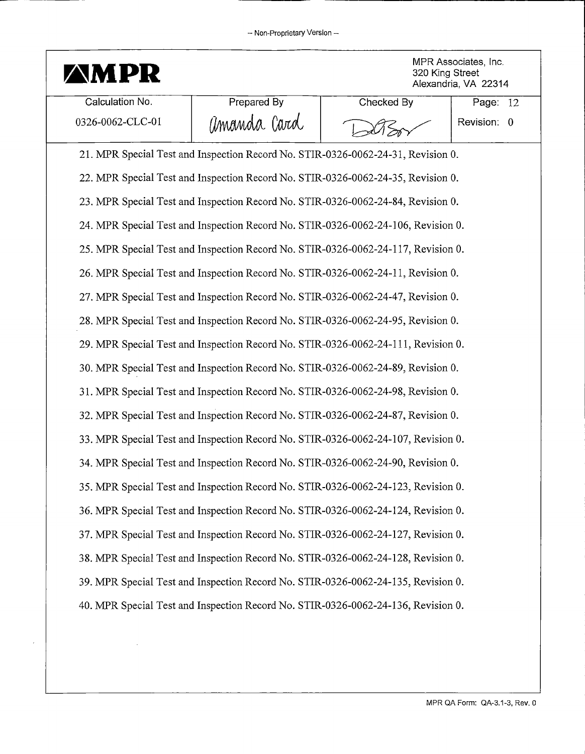21. MPR Special Test and Inspection Record No. STIR-0326-0062-24-31, Revision 0.
22. MPR Special Test and Inspection Record No. STIR-0326-0062-24-35, Revision 0.
23. MPR Special Test and Inspection Record No. STIR-0326-0062-24-84, Revision 0.
24. MPR Special Test and Inspection Record No. STIR-0326-0062-24-106, Revision 0.
25. MPR Special Test and Inspection Record No. STIR-0326-0062-24-117, Revision 0.
26. MPR Special Test and Inspection Record No. STIR-0326-0062-24-11, Revision 0.
27. MPR Special Test and Inspection Record No. STIR-0326-0062-24-47, Revision 0.
28. MPR Special Test and Inspection Record No. STIR-0326-0062-24-95, Revision 0.
29. MPR Special Test and Inspection Record No. STIR-0326-0062-24-111, Revision 0.
30. MPR Special Test and Inspection Record No. STIR-0326-0062-24-89, Revision 0.
31. MPR Special Test and Inspection Record No. STIR-0326-0062-24-98, Revision 0.
32. MPR Special Test and Inspection Record No. STIR-0326-0062-24-87, Revision 0.
33. MPR Special Test and Inspection Record No. STIR-0326-0062-24-107, Revision 0.
34. MPR Special Test and Inspection Record No. STIR-0326-0062-24-90, Revision 0.
35. MPR Special Test and Inspection Record No. STIR-0326-0062-24-123, Revision 0.
36. MPR Special Test and Inspection Record No. STIR-0326-0062-24-124, Revision 0.
37. MPR Special Test and Inspection Record No. STIR-0326-0062-24-127, Revision 0.
38. MPR Special Test and Inspection Record No. STIR-0326-0062-24-128, Revision 0.
39. MPR Special Test and Inspection Record No. STIR-0326-0062-24-135, Revision 0.
40. MPR Special Test and Inspection Record No. STIR-0326-0062-24-136, Revision 0.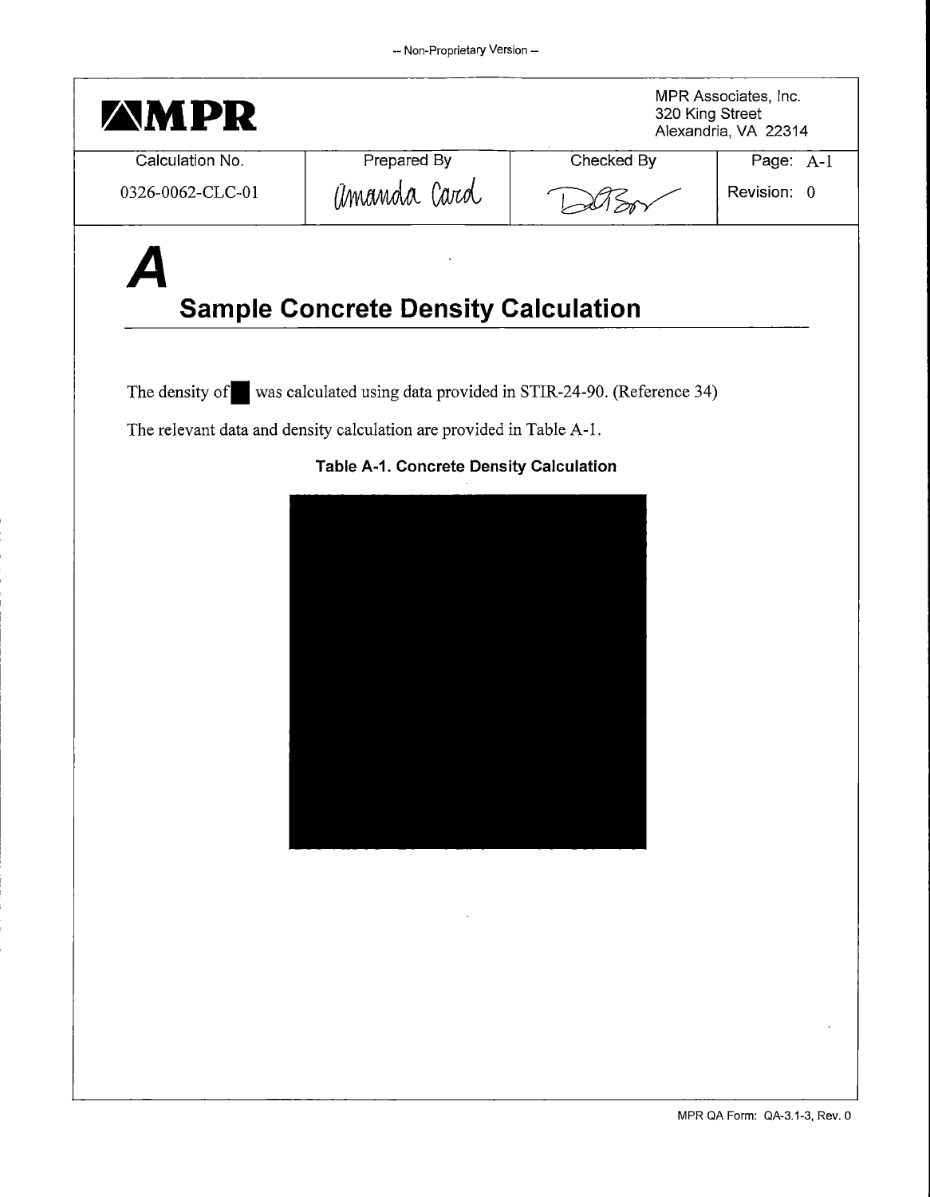# A Sample Concrete Density Calculation

The density of ▇ was calculated using data provided in STIR-24-90. (Reference 34)

The relevant data and density calculation are provided in Table A-1.

**Table A-1. Concrete Density Calculation**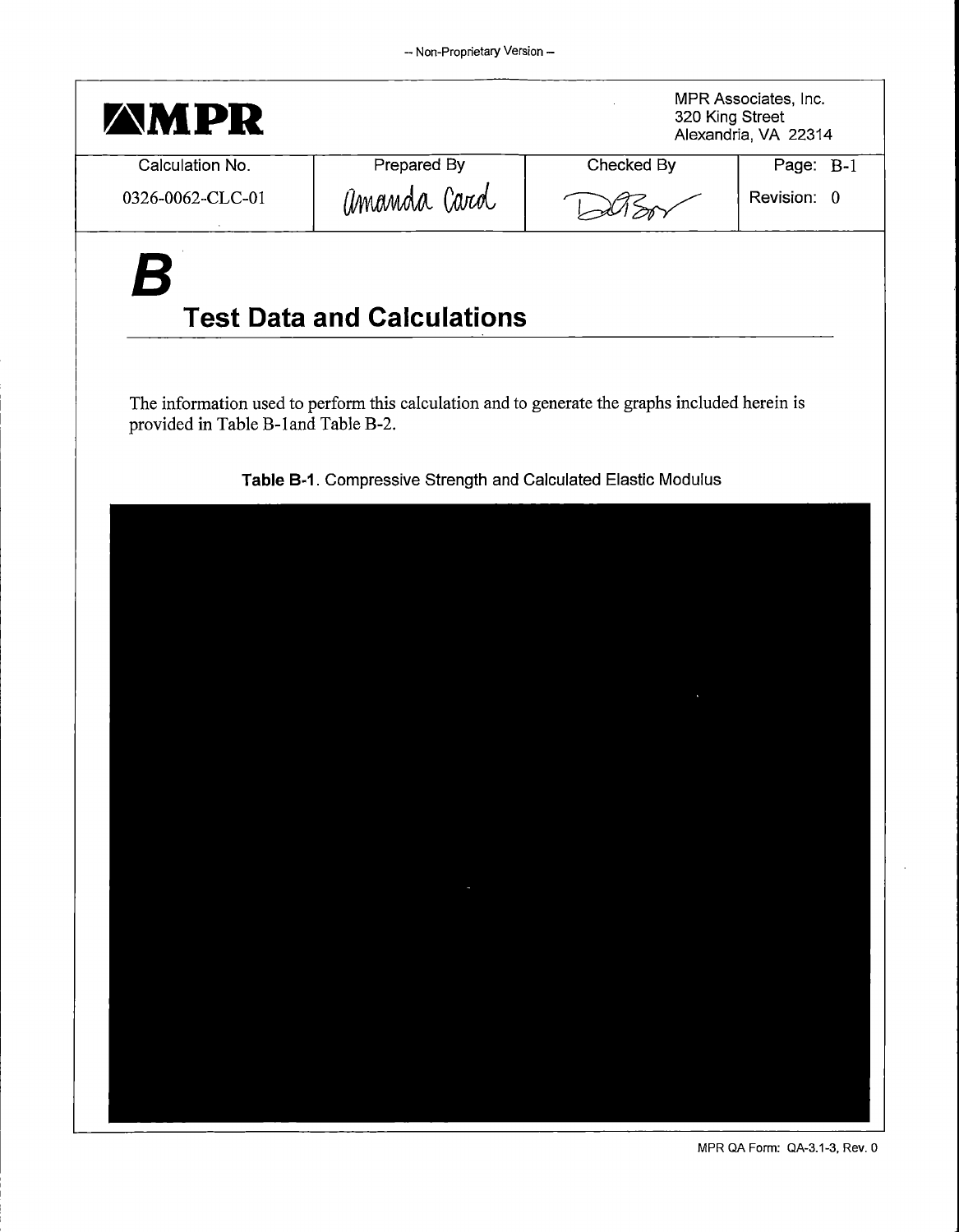# B

## Test Data and Calculations

The information used to perform this calculation and to generate the graphs included herein is provided in Table B-1and Table B-2.

**Table B-1**. Compressive Strength and Calculated Elastic Modulus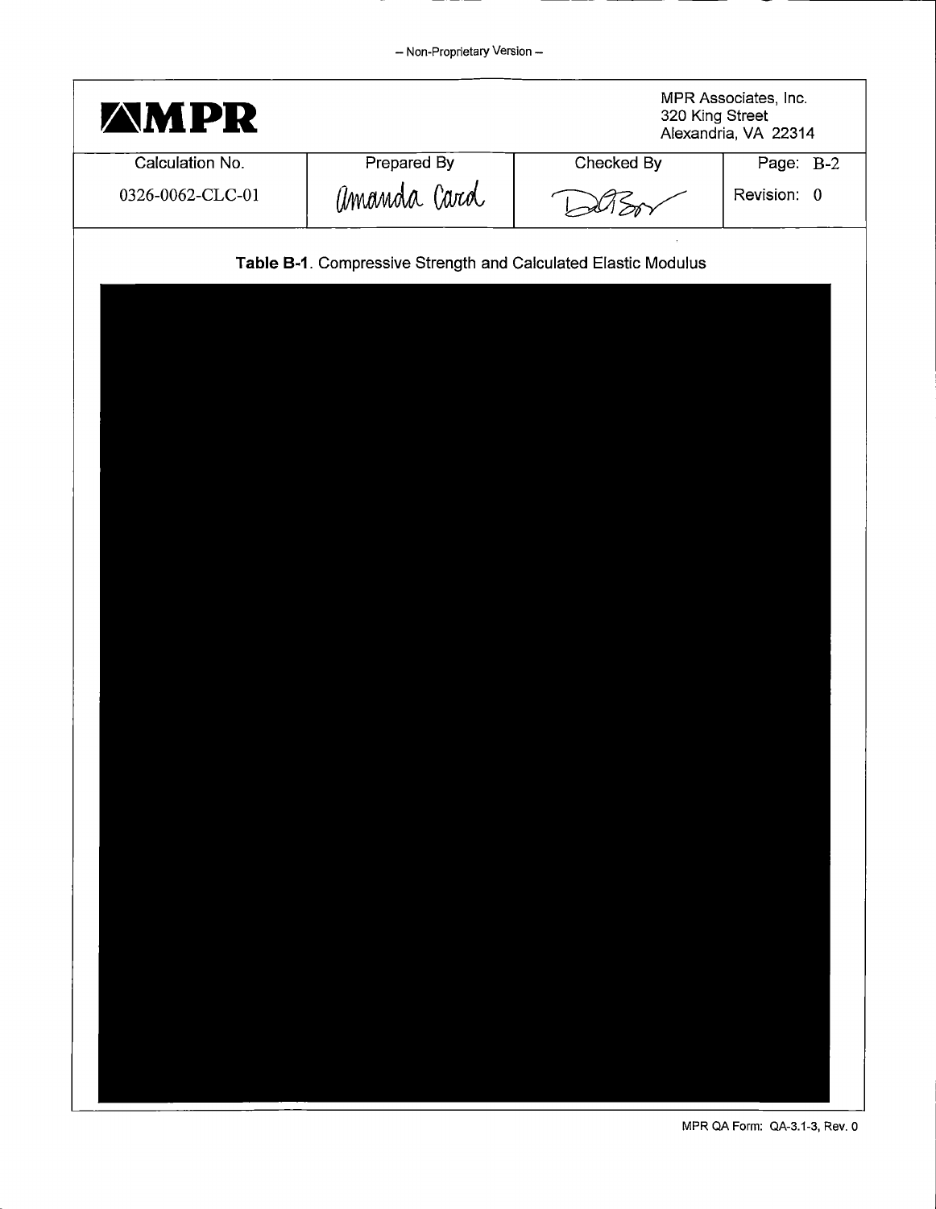– Non-Proprietary Version –

| MPR | | | MPR Associates, Inc. 320 King Street Alexandria, VA 22314 |
|---|---|---|---|
| Calculation No. | Prepared By | Checked By | Page: B-2 |
| 0326-0062-CLC-01 | Amanda Card | | Revision: 0 |

**Table B-1**. Compressive Strength and Calculated Elastic Modulus

MPR QA Form: QA-3.1-3, Rev. 0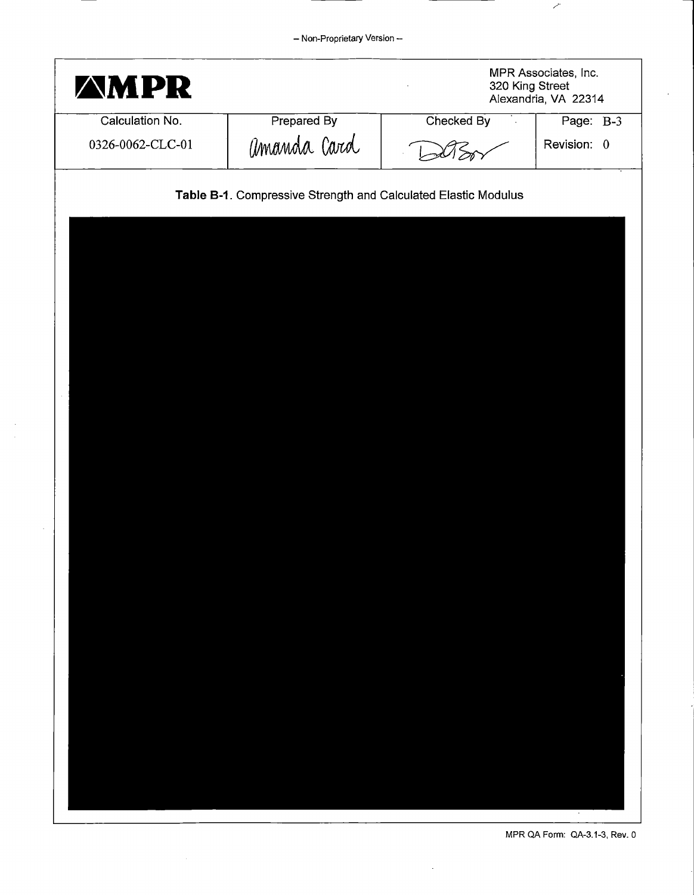– Non-Proprietary Version –

| MPR | | | MPR Associates, Inc.<br>320 King Street<br>Alexandria, VA 22314 |
|---|---|---|---|
| Calculation No. | Prepared By | Checked By | Page: B-3 |
| 0326-0062-CLC-01 | Amanda Card | | Revision: 0 |

**Table B-1**. Compressive Strength and Calculated Elastic Modulus

MPR QA Form: QA-3.1-3, Rev. 0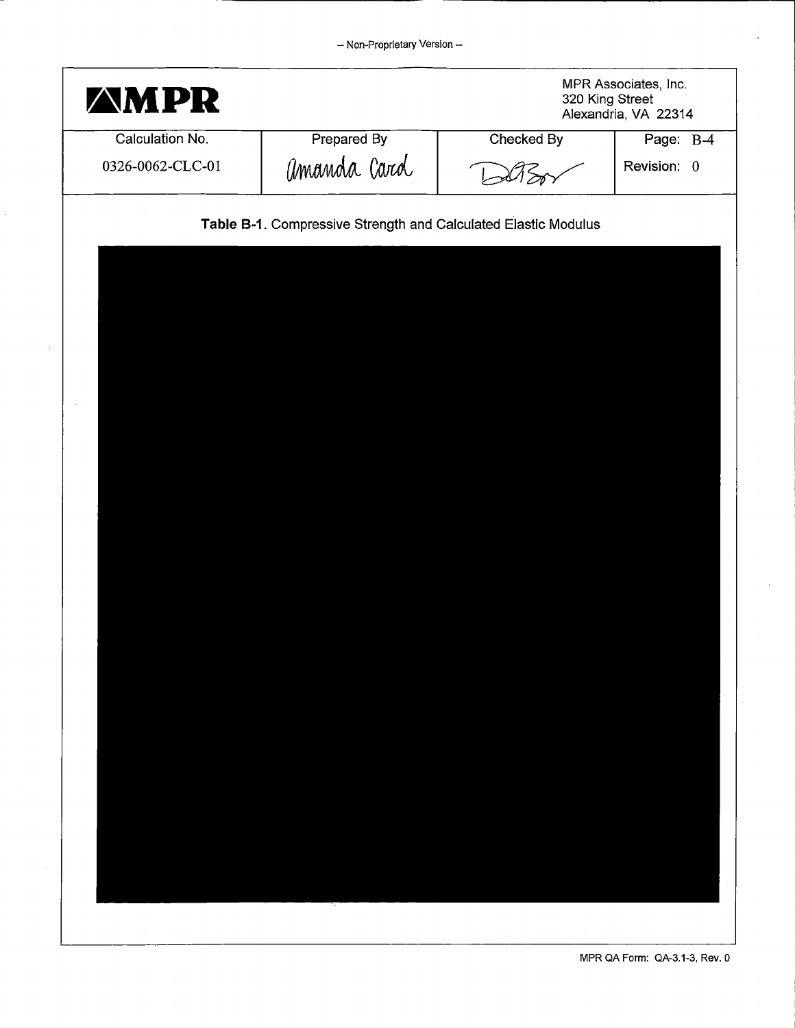| Calculation No. | Prepared By | Checked By | Page: B-4 |
| --- | --- | --- | --- |
| 0326-0062-CLC-01 | Amanda Card | | Revision: 0 |

**Table B-1**. Compressive Strength and Calculated Elastic Modulus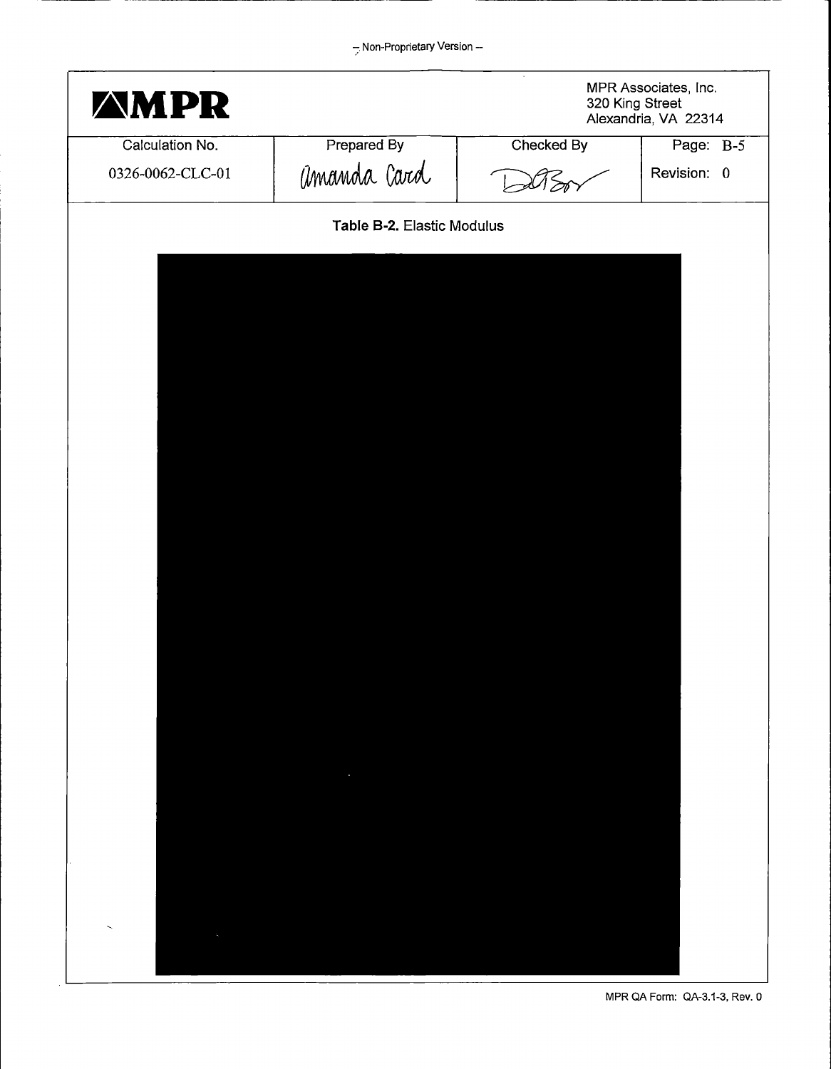– Non-Proprietary Version –

| Calculation No. | Prepared By | Checked By | Page: B-5 |
|---|---|---|---|
| 0326-0062-CLC-01 | Amanda Card | | Revision: 0 |

**Table B-2.** Elastic Modulus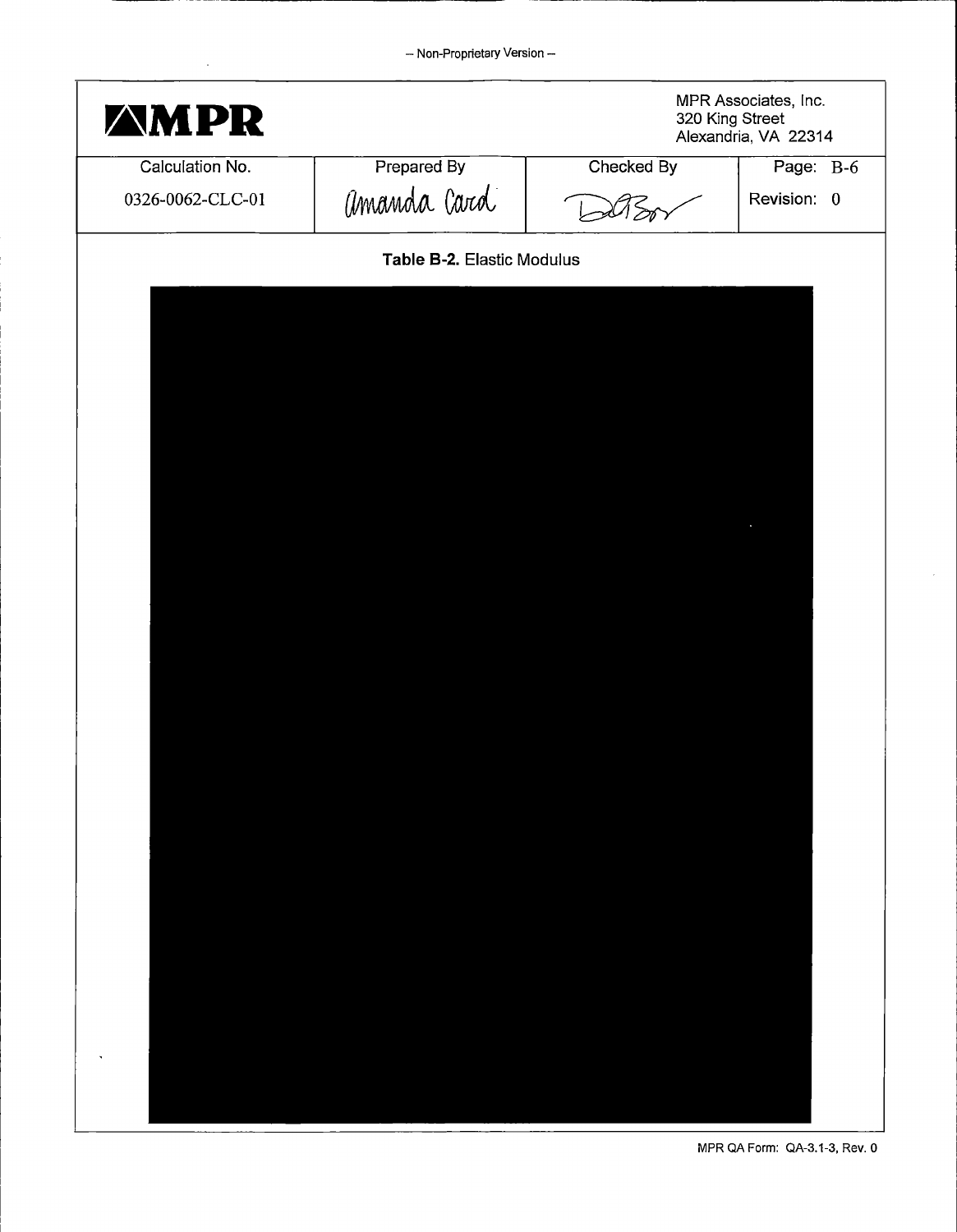– Non-Proprietary Version –

| MPR | | | MPR Associates, Inc. 320 King Street Alexandria, VA 22314 |
|---|---|---|---|
| Calculation No. | Prepared By | Checked By | Page: B-6 |
| 0326-0062-CLC-01 | Amanda Card | | Revision: 0 |

**Table B-2.** Elastic Modulus

MPR QA Form: QA-3.1-3, Rev. 0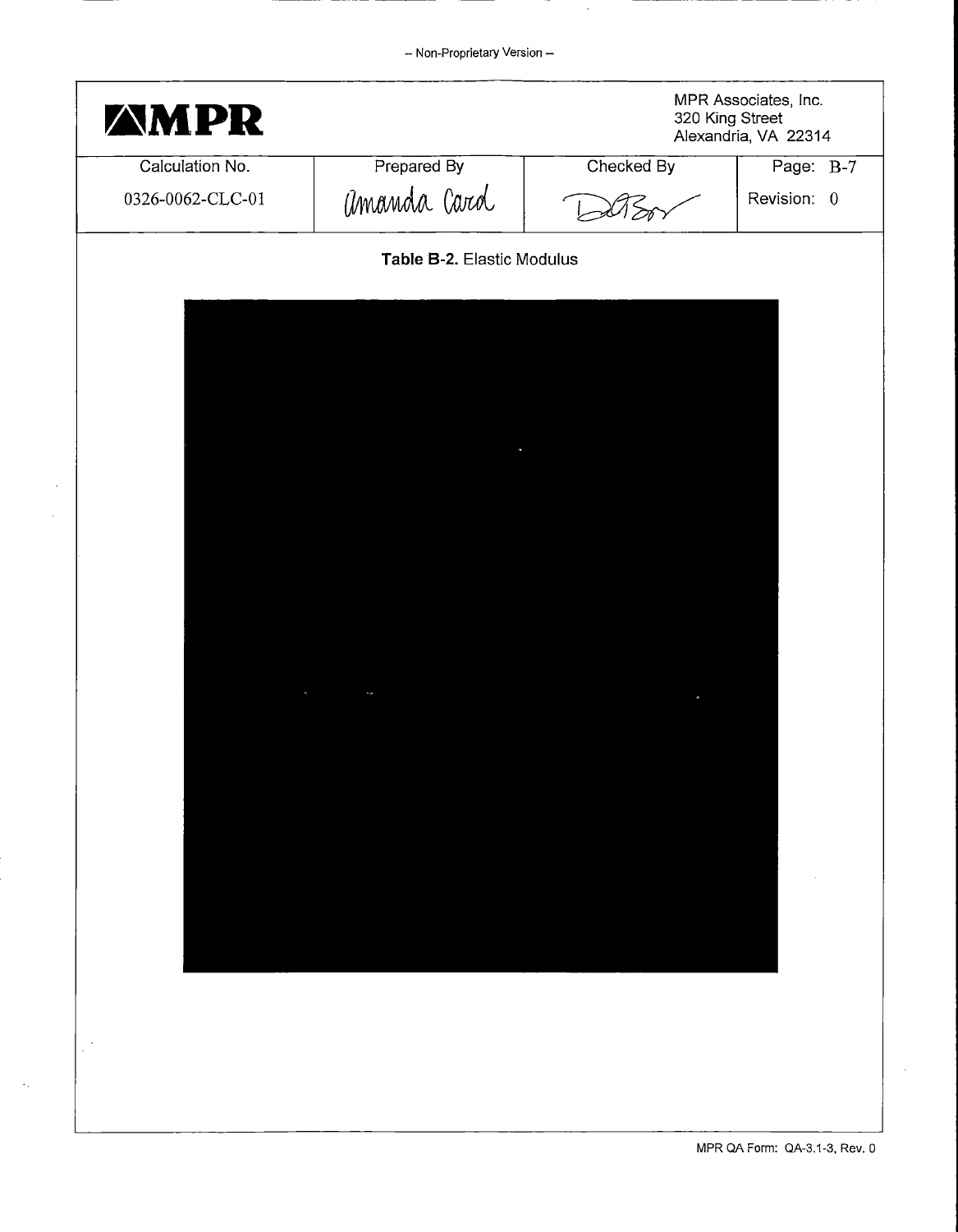– Non-Proprietary Version –

| Calculation No. | Prepared By | Checked By | Page: B-7 |
| --- | --- | --- | --- |
| 0326-0062-CLC-01 | Amanda Card | | Revision: 0 |

**Table B-2.** Elastic Modulus